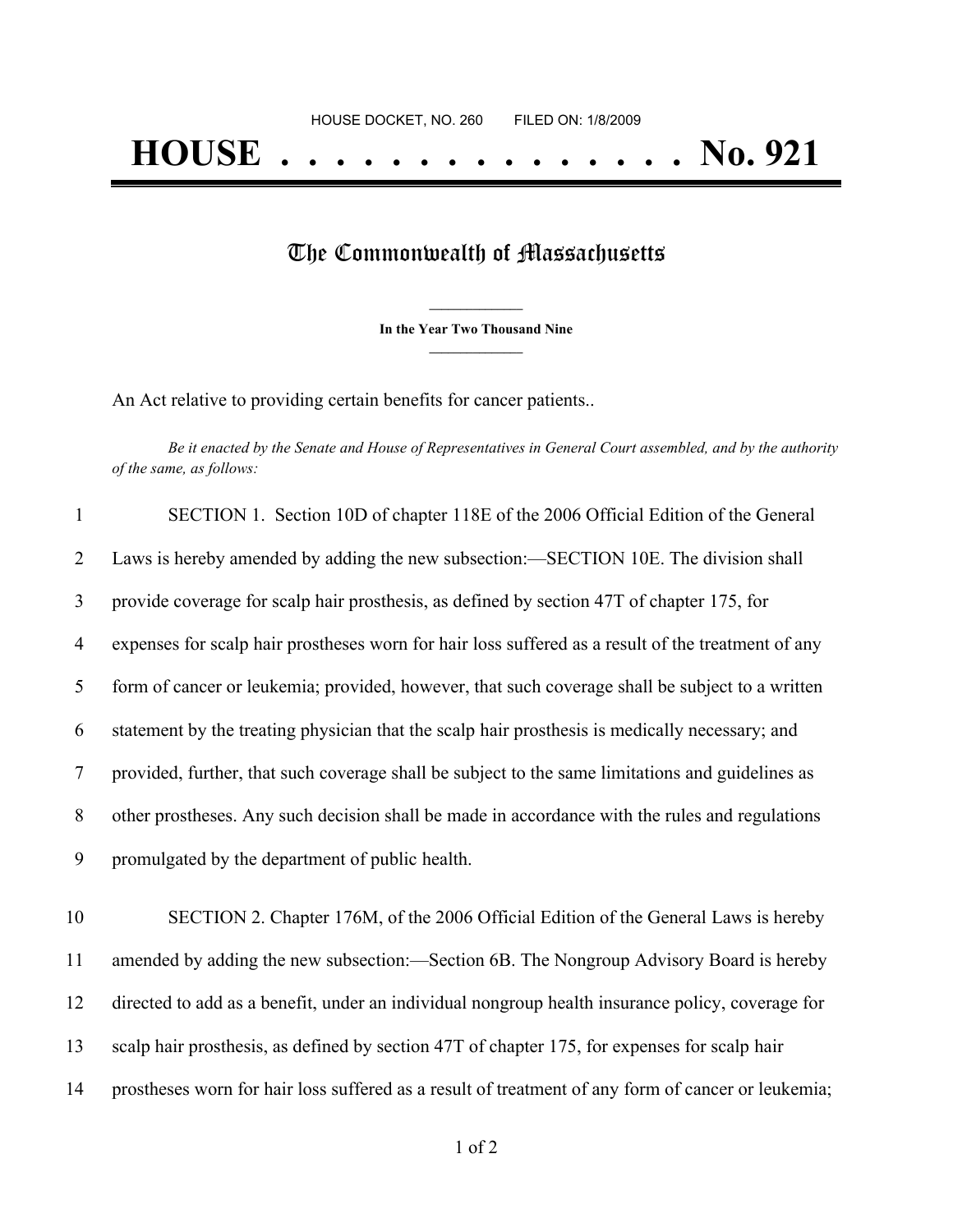HOUSE DOCKET, NO. 260        FILED ON: 1/8/2009

# HOUSE . . . . . . . . . . . . . . . No. 921

## The Commonwealth of Massachusetts

**In the Year Two Thousand Nine**

An Act relative to providing certain benefits for cancer patients..

*Be it enacted by the Senate and House of Representatives in General Court assembled, and by the authority of the same, as follows:*

1 SECTION 1. Section 10D of chapter 118E of the 2006 Official Edition of the General
2 Laws is hereby amended by adding the new subsection:—SECTION 10E. The division shall
3 provide coverage for scalp hair prosthesis, as defined by section 47T of chapter 175, for
4 expenses for scalp hair prostheses worn for hair loss suffered as a result of the treatment of any
5 form of cancer or leukemia; provided, however, that such coverage shall be subject to a written
6 statement by the treating physician that the scalp hair prosthesis is medically necessary; and
7 provided, further, that such coverage shall be subject to the same limitations and guidelines as
8 other prostheses. Any such decision shall be made in accordance with the rules and regulations
9 promulgated by the department of public health.

10 SECTION 2. Chapter 176M, of the 2006 Official Edition of the General Laws is hereby
11 amended by adding the new subsection:—Section 6B. The Nongroup Advisory Board is hereby
12 directed to add as a benefit, under an individual nongroup health insurance policy, coverage for
13 scalp hair prosthesis, as defined by section 47T of chapter 175, for expenses for scalp hair
14 prostheses worn for hair loss suffered as a result of treatment of any form of cancer or leukemia;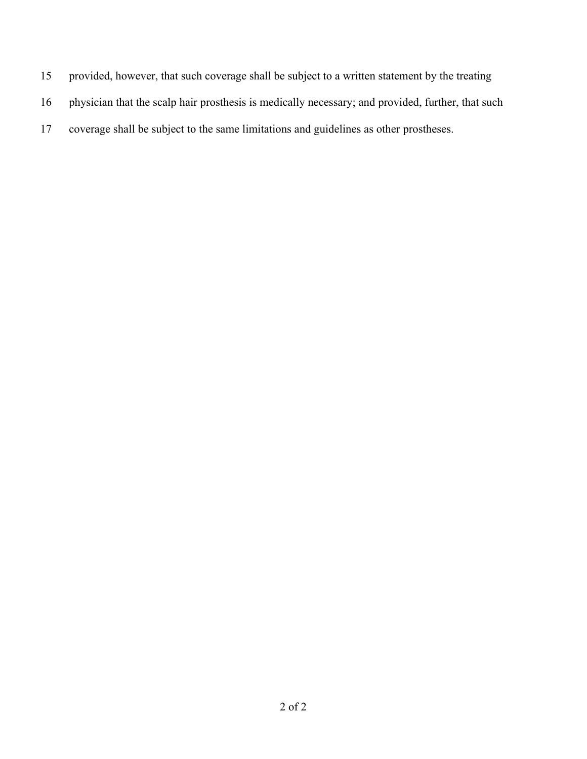provided, however, that such coverage shall be subject to a written statement by the treating physician that the scalp hair prosthesis is medically necessary; and provided, further, that such coverage shall be subject to the same limitations and guidelines as other prostheses.